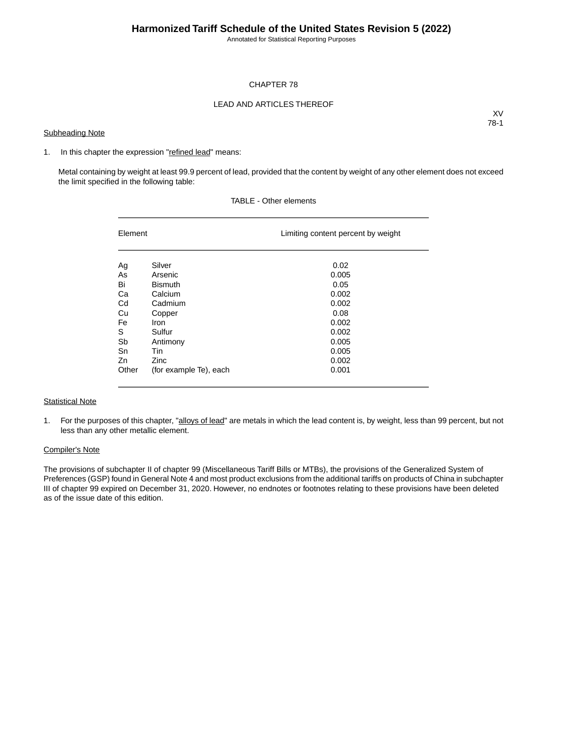# Harmonized Tariff Schedule of the United States Revision 5 (2022)

Annotated for Statistical Reporting Purposes

## CHAPTER 78

## LEAD AND ARTICLES THEREOF

XV
78-1

Subheading Note

1. In this chapter the expression "refined lead" means:

   Metal containing by weight at least 99.9 percent of lead, provided that the content by weight of any other element does not exceed the limit specified in the following table:

TABLE - Other elements

| Element | | Limiting content percent by weight |
|---|---|---|
| Ag | Silver | 0.02 |
| As | Arsenic | 0.005 |
| Bi | Bismuth | 0.05 |
| Ca | Calcium | 0.002 |
| Cd | Cadmium | 0.002 |
| Cu | Copper | 0.08 |
| Fe | Iron | 0.002 |
| S | Sulfur | 0.002 |
| Sb | Antimony | 0.005 |
| Sn | Tin | 0.005 |
| Zn | Zinc | 0.002 |
| Other | (for example Te), each | 0.001 |

Statistical Note

1. For the purposes of this chapter, "alloys of lead" are metals in which the lead content is, by weight, less than 99 percent, but not less than any other metallic element.

Compiler's Note

The provisions of subchapter II of chapter 99 (Miscellaneous Tariff Bills or MTBs), the provisions of the Generalized System of Preferences (GSP) found in General Note 4 and most product exclusions from the additional tariffs on products of China in subchapter III of chapter 99 expired on December 31, 2020. However, no endnotes or footnotes relating to these provisions have been deleted as of the issue date of this edition.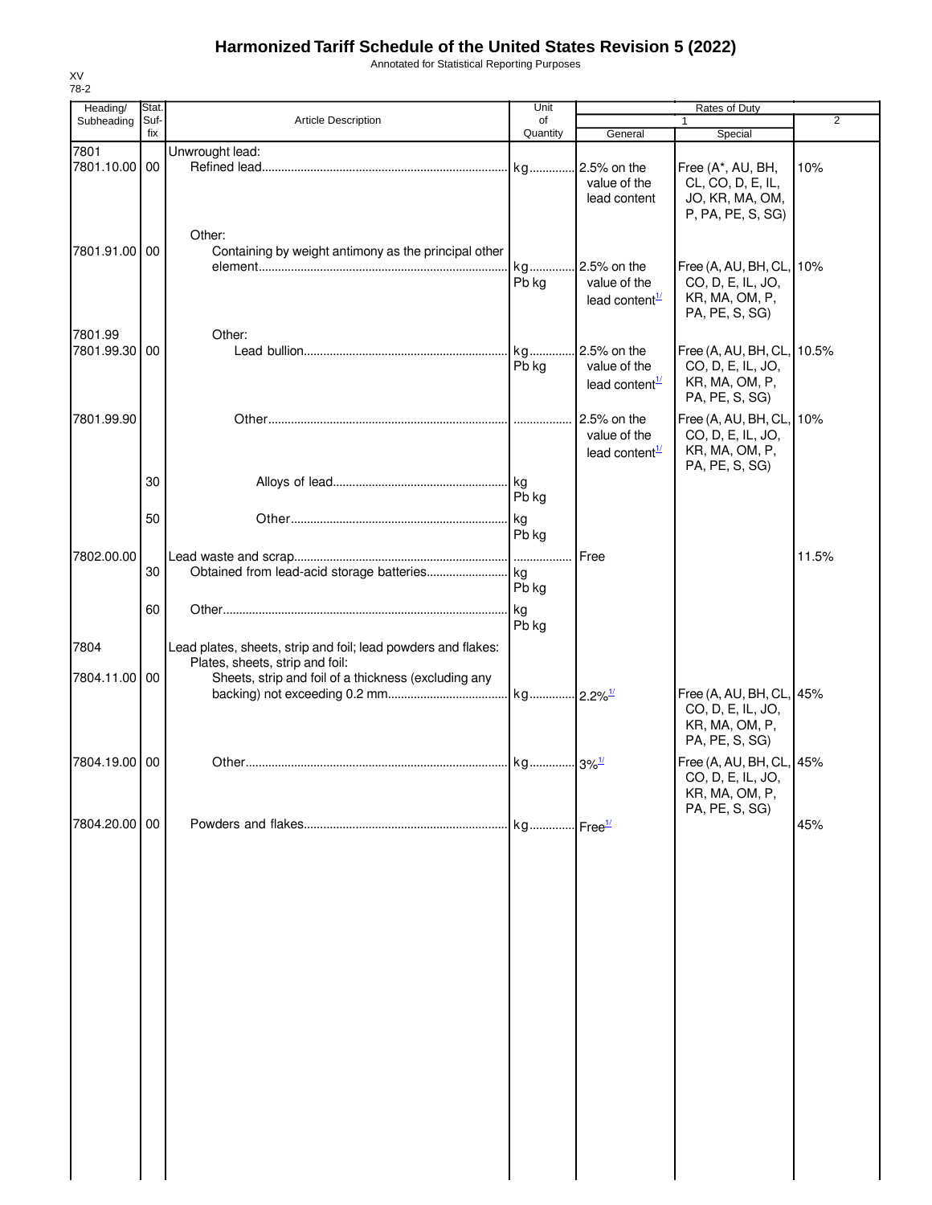# Harmonized Tariff Schedule of the United States Revision 5 (2022)

Annotated for Statistical Reporting Purposes

XV
78-2

| Heading/ Subheading | Stat. Suf- fix | Article Description | Unit of Quantity | Rates of Duty 1 General | Rates of Duty 1 Special | Rates of Duty 2 |
|---|---|---|---|---|---|---|
| 7801 | | Unwrought lead: | | | | |
| 7801.10.00 | 00 | Refined lead | kg | 2.5% on the value of the lead content | Free (A*, AU, BH, CL, CO, D, E, IL, JO, KR, MA, OM, P, PA, PE, S, SG) | 10% |
| | | Other: | | | | |
| 7801.91.00 | 00 | Containing by weight antimony as the principal other element | kg Pb kg | 2.5% on the value of the lead content[1/] | Free (A, AU, BH, CL, CO, D, E, IL, JO, KR, MA, OM, P, PA, PE, S, SG) | 10% |
| 7801.99 | | Other: | | | | |
| 7801.99.30 | 00 | Lead bullion | kg Pb kg | 2.5% on the value of the lead content[1/] | Free (A, AU, BH, CL, CO, D, E, IL, JO, KR, MA, OM, P, PA, PE, S, SG) | 10.5% |
| 7801.99.90 | | Other | | 2.5% on the value of the lead content[1/] | Free (A, AU, BH, CL, CO, D, E, IL, JO, KR, MA, OM, P, PA, PE, S, SG) | 10% |
| | 30 | Alloys of lead | kg Pb kg | | | |
| | 50 | Other | kg Pb kg | | | |
| 7802.00.00 | | Lead waste and scrap | | Free | | 11.5% |
| | 30 | Obtained from lead-acid storage batteries | kg Pb kg | | | |
| | 60 | Other | kg Pb kg | | | |
| 7804 | | Lead plates, sheets, strip and foil; lead powders and flakes: | | | | |
| | | Plates, sheets, strip and foil: | | | | |
| 7804.11.00 | 00 | Sheets, strip and foil of a thickness (excluding any backing) not exceeding 0.2 mm | kg | 2.2%[1/] | Free (A, AU, BH, CL, CO, D, E, IL, JO, KR, MA, OM, P, PA, PE, S, SG) | 45% |
| 7804.19.00 | 00 | Other | kg | 3%[1/] | Free (A, AU, BH, CL, CO, D, E, IL, JO, KR, MA, OM, P, PA, PE, S, SG) | 45% |
| 7804.20.00 | 00 | Powders and flakes | kg | Free[1/] | | 45% |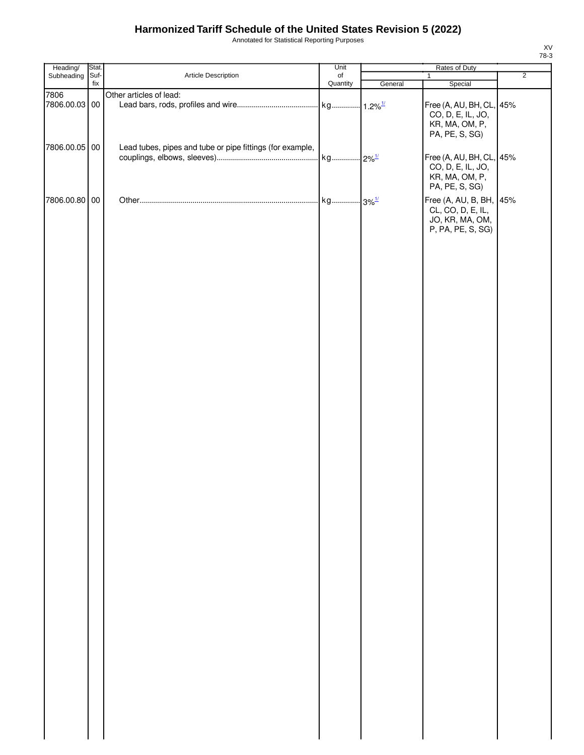# Harmonized Tariff Schedule of the United States Revision 5 (2022)

Annotated for Statistical Reporting Purposes

XV
78-3

| Heading/ Subheading | Stat. Suf- fix | Article Description | Unit of Quantity | Rates of Duty 1 General | Special | 2 |
|---|---|---|---|---|---|---|
| 7806 | | Other articles of lead: | | | | |
| 7806.00.03 | 00 | Lead bars, rods, profiles and wire | kg | 1.2%[1/] | Free (A, AU, BH, CL, CO, D, E, IL, JO, KR, MA, OM, P, PA, PE, S, SG) | 45% |
| 7806.00.05 | 00 | Lead tubes, pipes and tube or pipe fittings (for example, couplings, elbows, sleeves) | kg | 2%[1/] | Free (A, AU, BH, CL, CO, D, E, IL, JO, KR, MA, OM, P, PA, PE, S, SG) | 45% |
| 7806.00.80 | 00 | Other | kg | 3%[1/] | Free (A, AU, B, BH, CL, CO, D, E, IL, JO, KR, MA, OM, P, PA, PE, S, SG) | 45% |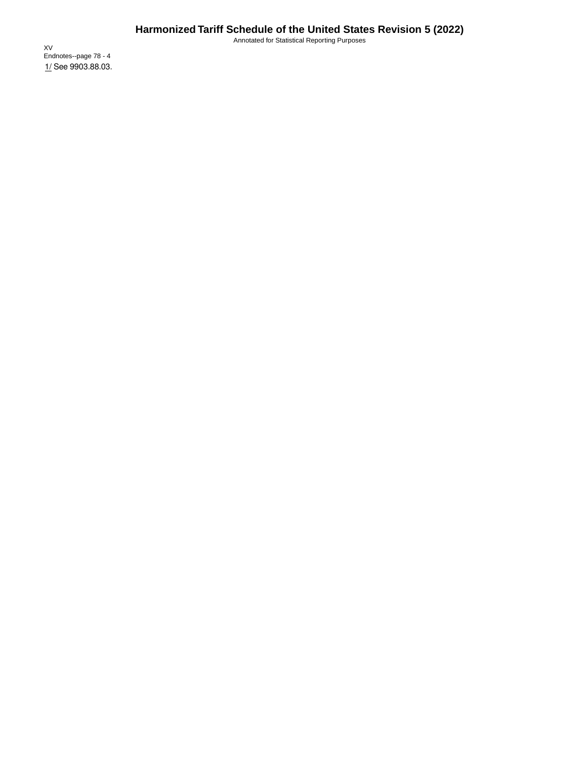1/ See 9903.88.03.